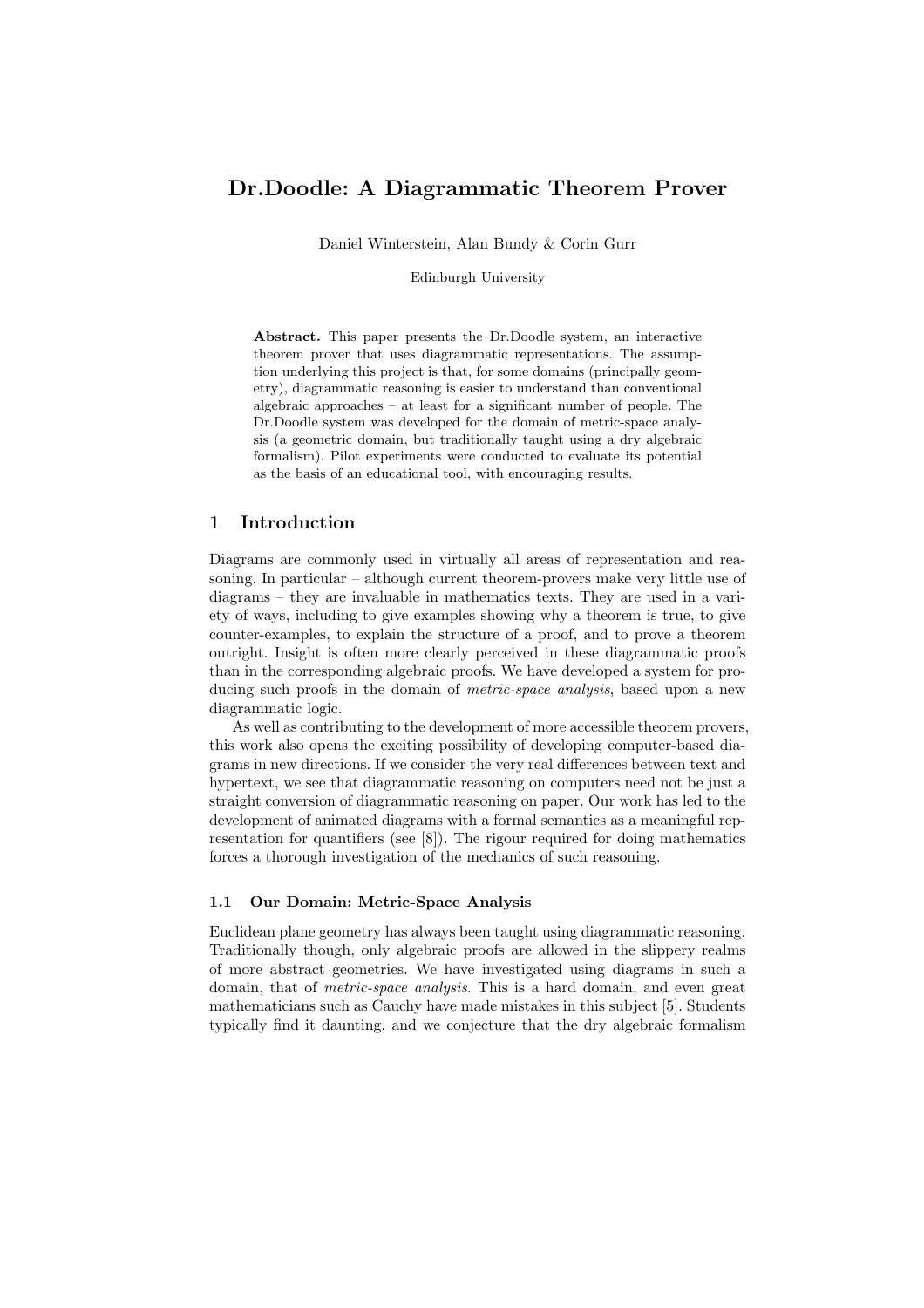# Dr.Doodle: A Diagrammatic Theorem Prover

Daniel Winterstein, Alan Bundy & Corin Gurr

Edinburgh University

**Abstract.** This paper presents the Dr.Doodle system, an interactive theorem prover that uses diagrammatic representations. The assumption underlying this project is that, for some domains (principally geometry), diagrammatic reasoning is easier to understand than conventional algebraic approaches – at least for a significant number of people. The Dr.Doodle system was developed for the domain of metric-space analysis (a geometric domain, but traditionally taught using a dry algebraic formalism). Pilot experiments were conducted to evaluate its potential as the basis of an educational tool, with encouraging results.

## 1 Introduction

Diagrams are commonly used in virtually all areas of representation and reasoning. In particular – although current theorem-provers make very little use of diagrams – they are invaluable in mathematics texts. They are used in a variety of ways, including to give examples showing why a theorem is true, to give counter-examples, to explain the structure of a proof, and to prove a theorem outright. Insight is often more clearly perceived in these diagrammatic proofs than in the corresponding algebraic proofs. We have developed a system for producing such proofs in the domain of *metric-space analysis*, based upon a new diagrammatic logic.

As well as contributing to the development of more accessible theorem provers, this work also opens the exciting possibility of developing computer-based diagrams in new directions. If we consider the very real differences between text and hypertext, we see that diagrammatic reasoning on computers need not be just a straight conversion of diagrammatic reasoning on paper. Our work has led to the development of animated diagrams with a formal semantics as a meaningful representation for quantifiers (see [8]). The rigour required for doing mathematics forces a thorough investigation of the mechanics of such reasoning.

### 1.1 Our Domain: Metric-Space Analysis

Euclidean plane geometry has always been taught using diagrammatic reasoning. Traditionally though, only algebraic proofs are allowed in the slippery realms of more abstract geometries. We have investigated using diagrams in such a domain, that of *metric-space analysis*. This is a hard domain, and even great mathematicians such as Cauchy have made mistakes in this subject [5]. Students typically find it daunting, and we conjecture that the dry algebraic formalism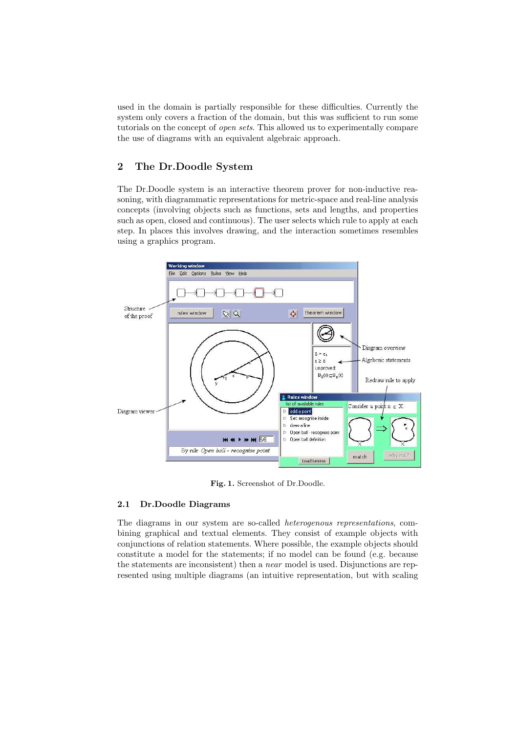used in the domain is partially responsible for these difficulties. Currently the system only covers a fraction of the domain, but this was sufficient to run some tutorials on the concept of *open sets*. This allowed us to experimentally compare the use of diagrams with an equivalent algebraic approach.

## 2 The Dr.Doodle System

The Dr.Doodle system is an interactive theorem prover for non-inductive reasoning, with diagrammatic representations for metric-space and real-line analysis concepts (involving objects such as functions, sets and lengths, and properties such as open, closed and continuous). The user selects which rule to apply at each step. In places this involves drawing, and the interaction sometimes resembles using a graphics program.

**Fig. 1.** Screenshot of Dr.Doodle.

### 2.1 Dr.Doodle Diagrams

The diagrams in our system are so-called *heterogenous representations*, combining graphical and textual elements. They consist of example objects with conjunctions of relation statements. Where possible, the example objects should constitute a model for the statements; if no model can be found (e.g. because the statements are inconsistent) then a *near* model is used. Disjunctions are represented using multiple diagrams (an intuitive representation, but with scaling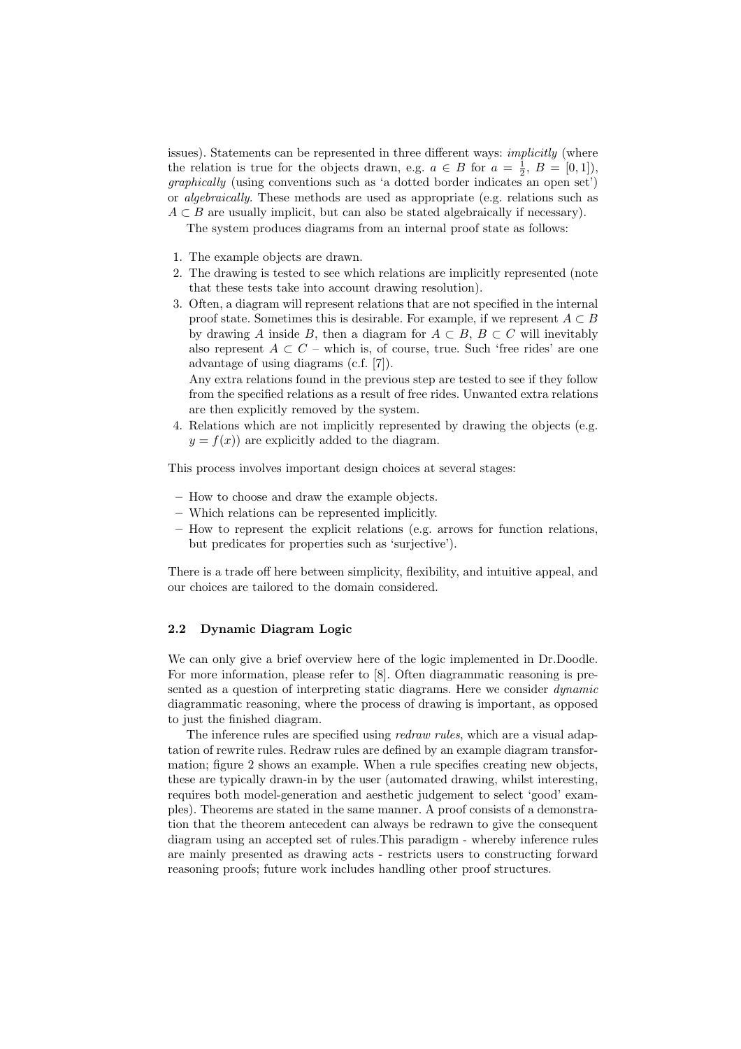issues). Statements can be represented in three different ways: *implicitly* (where the relation is true for the objects drawn, e.g. $a \in B$ for $a = \frac{1}{2}$, $B = [0, 1]$), *graphically* (using conventions such as 'a dotted border indicates an open set') or *algebraically*. These methods are used as appropriate (e.g. relations such as $A \subset B$ are usually implicit, but can also be stated algebraically if necessary).

The system produces diagrams from an internal proof state as follows:

1. The example objects are drawn.
2. The drawing is tested to see which relations are implicitly represented (note that these tests take into account drawing resolution).
3. Often, a diagram will represent relations that are not specified in the internal proof state. Sometimes this is desirable. For example, if we represent $A \subset B$ by drawing $A$ inside $B$, then a diagram for $A \subset B$, $B \subset C$ will inevitably also represent $A \subset C$ – which is, of course, true. Such 'free rides' are one advantage of using diagrams (c.f. [7]).
   Any extra relations found in the previous step are tested to see if they follow from the specified relations as a result of free rides. Unwanted extra relations are then explicitly removed by the system.
4. Relations which are not implicitly represented by drawing the objects (e.g. $y = f(x)$) are explicitly added to the diagram.

This process involves important design choices at several stages:

- How to choose and draw the example objects.
- Which relations can be represented implicitly.
- How to represent the explicit relations (e.g. arrows for function relations, but predicates for properties such as 'surjective').

There is a trade off here between simplicity, flexibility, and intuitive appeal, and our choices are tailored to the domain considered.

### 2.2 Dynamic Diagram Logic

We can only give a brief overview here of the logic implemented in Dr.Doodle. For more information, please refer to [8]. Often diagrammatic reasoning is presented as a question of interpreting static diagrams. Here we consider *dynamic* diagrammatic reasoning, where the process of drawing is important, as opposed to just the finished diagram.

The inference rules are specified using *redraw rules*, which are a visual adaptation of rewrite rules. Redraw rules are defined by an example diagram transformation; figure 2 shows an example. When a rule specifies creating new objects, these are typically drawn-in by the user (automated drawing, whilst interesting, requires both model-generation and aesthetic judgement to select 'good' examples). Theorems are stated in the same manner. A proof consists of a demonstration that the theorem antecedent can always be redrawn to give the consequent diagram using an accepted set of rules.This paradigm - whereby inference rules are mainly presented as drawing acts - restricts users to constructing forward reasoning proofs; future work includes handling other proof structures.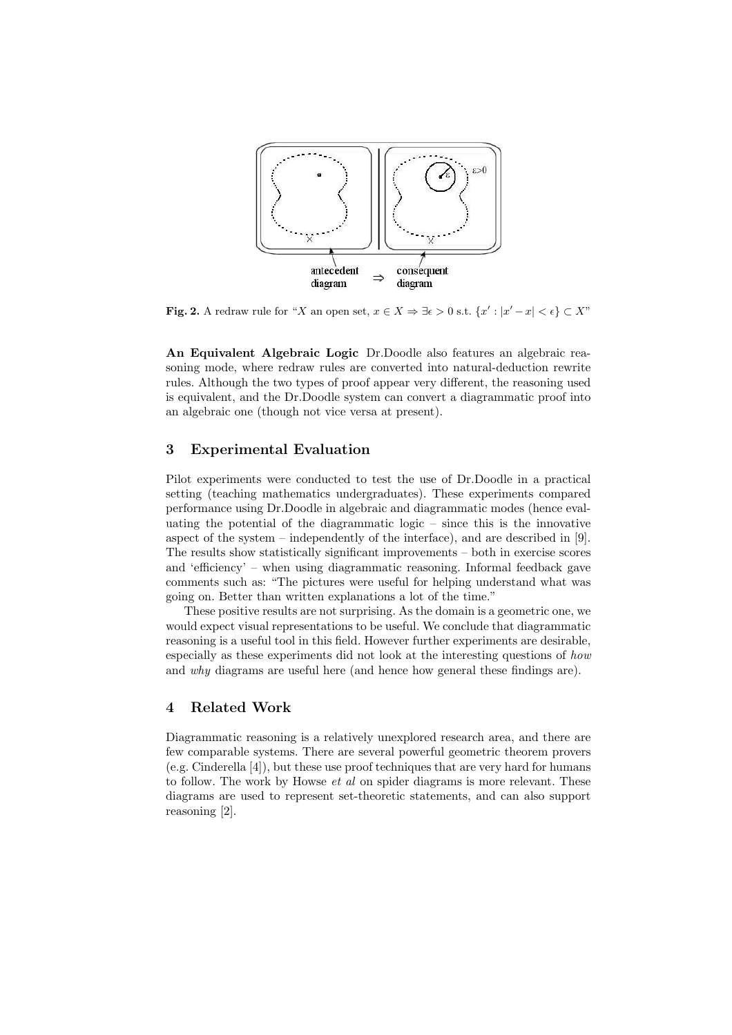**Fig. 2.** A redraw rule for "$X$ an open set, $x \in X \Rightarrow \exists \epsilon > 0$ s.t. $\{x' : |x' - x| < \epsilon\} \subset X$"

**An Equivalent Algebraic Logic** Dr.Doodle also features an algebraic reasoning mode, where redraw rules are converted into natural-deduction rewrite rules. Although the two types of proof appear very different, the reasoning used is equivalent, and the Dr.Doodle system can convert a diagrammatic proof into an algebraic one (though not vice versa at present).

## 3 Experimental Evaluation

Pilot experiments were conducted to test the use of Dr.Doodle in a practical setting (teaching mathematics undergraduates). These experiments compared performance using Dr.Doodle in algebraic and diagrammatic modes (hence evaluating the potential of the diagrammatic logic – since this is the innovative aspect of the system – independently of the interface), and are described in [9]. The results show statistically significant improvements – both in exercise scores and 'efficiency' – when using diagrammatic reasoning. Informal feedback gave comments such as: "The pictures were useful for helping understand what was going on. Better than written explanations a lot of the time."

These positive results are not surprising. As the domain is a geometric one, we would expect visual representations to be useful. We conclude that diagrammatic reasoning is a useful tool in this field. However further experiments are desirable, especially as these experiments did not look at the interesting questions of *how* and *why* diagrams are useful here (and hence how general these findings are).

## 4 Related Work

Diagrammatic reasoning is a relatively unexplored research area, and there are few comparable systems. There are several powerful geometric theorem provers (e.g. Cinderella [4]), but these use proof techniques that are very hard for humans to follow. The work by Howse *et al* on spider diagrams is more relevant. These diagrams are used to represent set-theoretic statements, and can also support reasoning [2].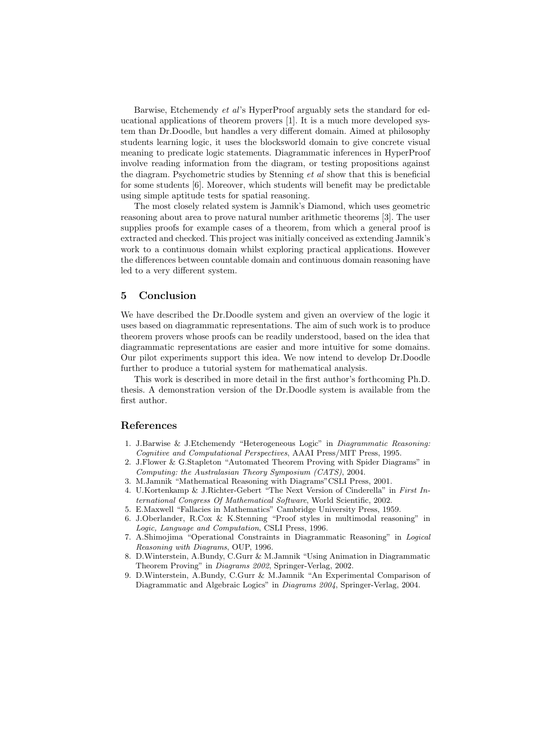Barwise, Etchemendy *et al*'s HyperProof arguably sets the standard for educational applications of theorem provers [1]. It is a much more developed system than Dr.Doodle, but handles a very different domain. Aimed at philosophy students learning logic, it uses the blocksworld domain to give concrete visual meaning to predicate logic statements. Diagrammatic inferences in HyperProof involve reading information from the diagram, or testing propositions against the diagram. Psychometric studies by Stenning *et al* show that this is beneficial for some students [6]. Moreover, which students will benefit may be predictable using simple aptitude tests for spatial reasoning.

The most closely related system is Jamnik's Diamond, which uses geometric reasoning about area to prove natural number arithmetic theorems [3]. The user supplies proofs for example cases of a theorem, from which a general proof is extracted and checked. This project was initially conceived as extending Jamnik's work to a continuous domain whilst exploring practical applications. However the differences between countable domain and continuous domain reasoning have led to a very different system.

## 5 Conclusion

We have described the Dr.Doodle system and given an overview of the logic it uses based on diagrammatic representations. The aim of such work is to produce theorem provers whose proofs can be readily understood, based on the idea that diagrammatic representations are easier and more intuitive for some domains. Our pilot experiments support this idea. We now intend to develop Dr.Doodle further to produce a tutorial system for mathematical analysis.

This work is described in more detail in the first author's forthcoming Ph.D. thesis. A demonstration version of the Dr.Doodle system is available from the first author.

## References

1. J.Barwise & J.Etchemendy "Heterogeneous Logic" in *Diagrammatic Reasoning: Cognitive and Computational Perspectives*, AAAI Press/MIT Press, 1995.
2. J.Flower & G.Stapleton "Automated Theorem Proving with Spider Diagrams" in *Computing: the Australasian Theory Symposium (CATS)*, 2004.
3. M.Jamnik "Mathematical Reasoning with Diagrams"CSLI Press, 2001.
4. U.Kortenkamp & J.Richter-Gebert "The Next Version of Cinderella" in *First International Congress Of Mathematical Software*, World Scientific, 2002.
5. E.Maxwell "Fallacies in Mathematics" Cambridge University Press, 1959.
6. J.Oberlander, R.Cox & K.Stenning "Proof styles in multimodal reasoning" in *Logic, Language and Computation*, CSLI Press, 1996.
7. A.Shimojima "Operational Constraints in Diagrammatic Reasoning" in *Logical Reasoning with Diagrams*, OUP, 1996.
8. D.Winterstein, A.Bundy, C.Gurr & M.Jamnik "Using Animation in Diagrammatic Theorem Proving" in *Diagrams 2002*, Springer-Verlag, 2002.
9. D.Winterstein, A.Bundy, C.Gurr & M.Jamnik "An Experimental Comparison of Diagrammatic and Algebraic Logics" in *Diagrams 2004*, Springer-Verlag, 2004.